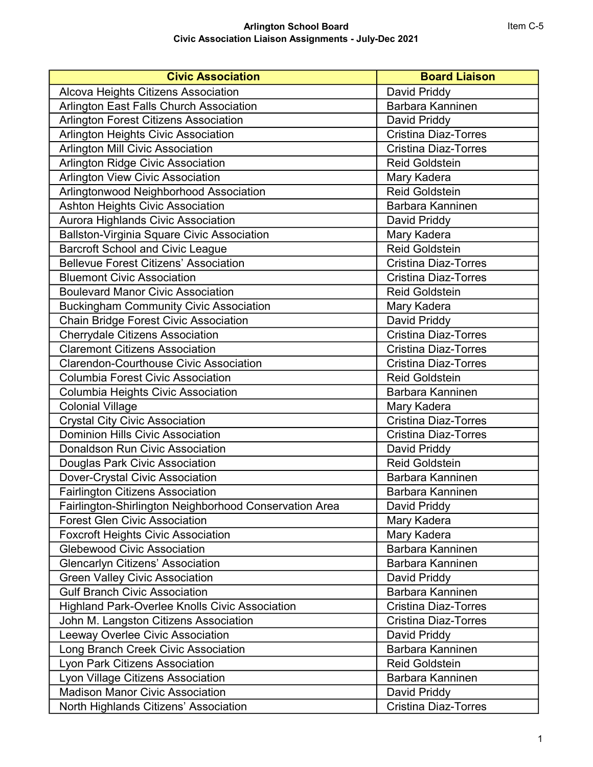**Arlington School Board**
**Civic Association Liaison Assignments - July-Dec 2021**

Item C-5

| Civic Association | Board Liaison |
|---|---|
| Alcova Heights Citizens Association | David Priddy |
| Arlington East Falls Church Association | Barbara Kanninen |
| Arlington Forest Citizens Association | David Priddy |
| Arlington Heights Civic Association | Cristina Diaz-Torres |
| Arlington Mill Civic Association | Cristina Diaz-Torres |
| Arlington Ridge Civic Association | Reid Goldstein |
| Arlington View Civic Association | Mary Kadera |
| Arlingtonwood Neighborhood Association | Reid Goldstein |
| Ashton Heights Civic Association | Barbara Kanninen |
| Aurora Highlands Civic Association | David Priddy |
| Ballston-Virginia Square Civic Association | Mary Kadera |
| Barcroft School and Civic League | Reid Goldstein |
| Bellevue Forest Citizens' Association | Cristina Diaz-Torres |
| Bluemont Civic Association | Cristina Diaz-Torres |
| Boulevard Manor Civic Association | Reid Goldstein |
| Buckingham Community Civic Association | Mary Kadera |
| Chain Bridge Forest Civic Association | David Priddy |
| Cherrydale Citizens Association | Cristina Diaz-Torres |
| Claremont Citizens Association | Cristina Diaz-Torres |
| Clarendon-Courthouse Civic Association | Cristina Diaz-Torres |
| Columbia Forest Civic Association | Reid Goldstein |
| Columbia Heights Civic Association | Barbara Kanninen |
| Colonial Village | Mary Kadera |
| Crystal City Civic Association | Cristina Diaz-Torres |
| Dominion Hills Civic Association | Cristina Diaz-Torres |
| Donaldson Run Civic Association | David Priddy |
| Douglas Park Civic Association | Reid Goldstein |
| Dover-Crystal Civic Association | Barbara Kanninen |
| Fairlington Citizens Association | Barbara Kanninen |
| Fairlington-Shirlington Neighborhood Conservation Area | David Priddy |
| Forest Glen Civic Association | Mary Kadera |
| Foxcroft Heights Civic Association | Mary Kadera |
| Glebewood Civic Association | Barbara Kanninen |
| Glencarlyn Citizens' Association | Barbara Kanninen |
| Green Valley Civic Association | David Priddy |
| Gulf Branch Civic Association | Barbara Kanninen |
| Highland Park-Overlee Knolls Civic Association | Cristina Diaz-Torres |
| John M. Langston Citizens Association | Cristina Diaz-Torres |
| Leeway Overlee Civic Association | David Priddy |
| Long Branch Creek Civic Association | Barbara Kanninen |
| Lyon Park Citizens Association | Reid Goldstein |
| Lyon Village Citizens Association | Barbara Kanninen |
| Madison Manor Civic Association | David Priddy |
| North Highlands Citizens' Association | Cristina Diaz-Torres |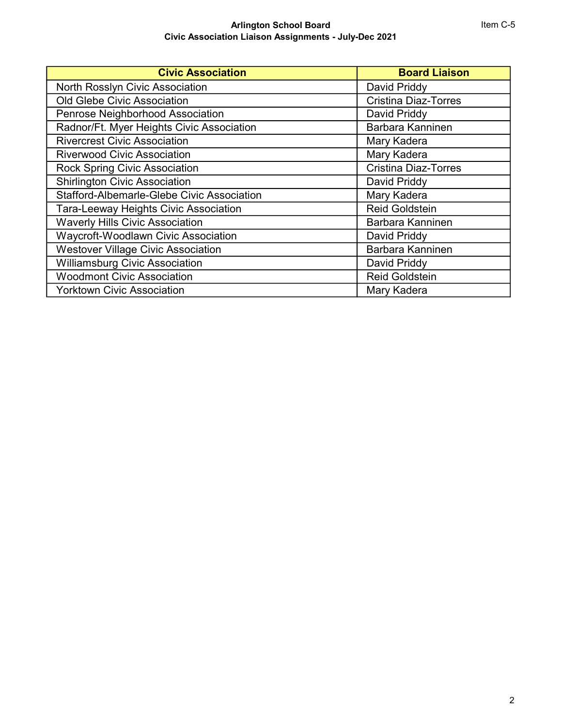**Arlington School Board**
**Civic Association Liaison Assignments - July-Dec 2021**

Item C-5

| Civic Association | Board Liaison |
| --- | --- |
| North Rosslyn Civic Association | David Priddy |
| Old Glebe Civic Association | Cristina Diaz-Torres |
| Penrose Neighborhood Association | David Priddy |
| Radnor/Ft. Myer Heights Civic Association | Barbara Kanninen |
| Rivercrest Civic Association | Mary Kadera |
| Riverwood Civic Association | Mary Kadera |
| Rock Spring Civic Association | Cristina Diaz-Torres |
| Shirlington Civic Association | David Priddy |
| Stafford-Albemarle-Glebe Civic Association | Mary Kadera |
| Tara-Leeway Heights Civic Association | Reid Goldstein |
| Waverly Hills Civic Association | Barbara Kanninen |
| Waycroft-Woodlawn Civic Association | David Priddy |
| Westover Village Civic Association | Barbara Kanninen |
| Williamsburg Civic Association | David Priddy |
| Woodmont Civic Association | Reid Goldstein |
| Yorktown Civic Association | Mary Kadera |